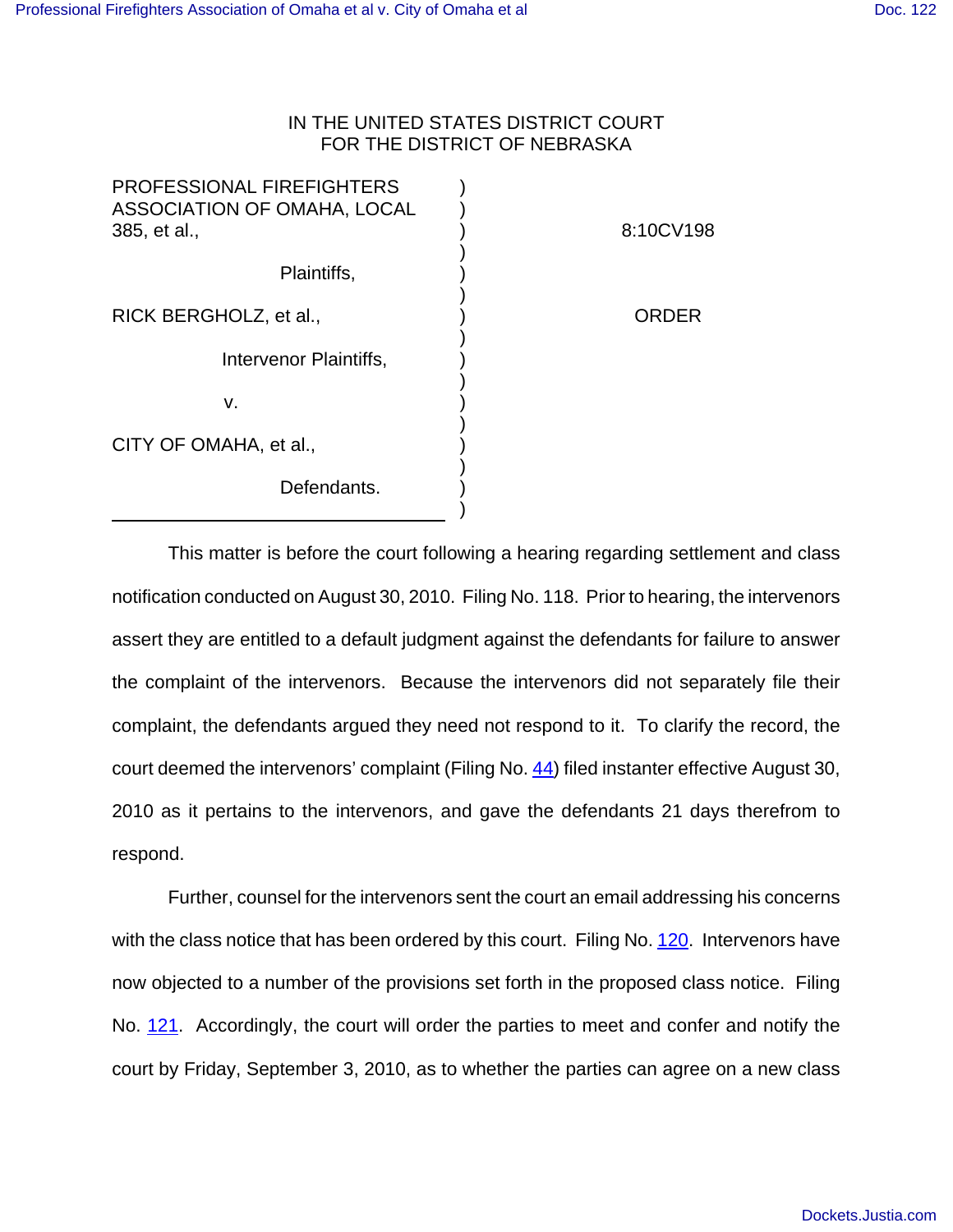IN THE UNITED STATES DISTRICT COURT
FOR THE DISTRICT OF NEBRASKA

| | | |
|---|---|---|
| PROFESSIONAL FIREFIGHTERS ASSOCIATION OF OMAHA, LOCAL 385, et al., | ) | 8:10CV198 |
| Plaintiffs, | ) | |
| RICK BERGHOLZ, et al., | ) | ORDER |
| Intervenor Plaintiffs, | ) | |
| v. | ) | |
| CITY OF OMAHA, et al., | ) | |
| Defendants. | ) | |

This matter is before the court following a hearing regarding settlement and class notification conducted on August 30, 2010. Filing No. 118. Prior to hearing, the intervenors assert they are entitled to a default judgment against the defendants for failure to answer the complaint of the intervenors. Because the intervenors did not separately file their complaint, the defendants argued they need not respond to it. To clarify the record, the court deemed the intervenors' complaint (Filing No. 44) filed instanter effective August 30, 2010 as it pertains to the intervenors, and gave the defendants 21 days therefrom to respond.

Further, counsel for the intervenors sent the court an email addressing his concerns with the class notice that has been ordered by this court. Filing No. 120. Intervenors have now objected to a number of the provisions set forth in the proposed class notice. Filing No. 121. Accordingly, the court will order the parties to meet and confer and notify the court by Friday, September 3, 2010, as to whether the parties can agree on a new class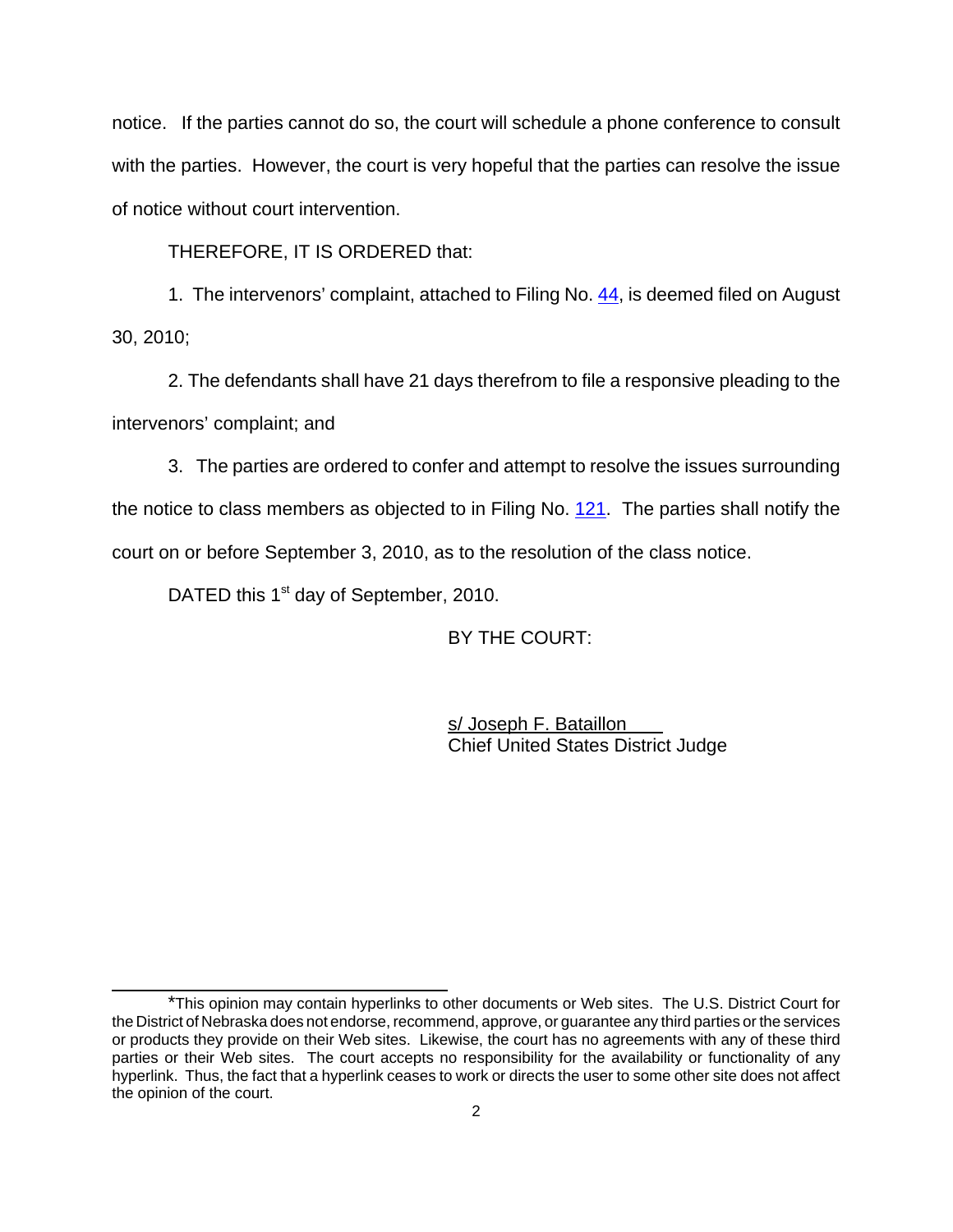notice. If the parties cannot do so, the court will schedule a phone conference to consult with the parties. However, the court is very hopeful that the parties can resolve the issue of notice without court intervention.

THEREFORE, IT IS ORDERED that:

1. The intervenors' complaint, attached to Filing No. 44, is deemed filed on August 30, 2010;

2. The defendants shall have 21 days therefrom to file a responsive pleading to the intervenors' complaint; and

3. The parties are ordered to confer and attempt to resolve the issues surrounding the notice to class members as objected to in Filing No. 121. The parties shall notify the court on or before September 3, 2010, as to the resolution of the class notice.

DATED this 1st day of September, 2010.

BY THE COURT:

s/ Joseph F. Bataillon
Chief United States District Judge

---

*This opinion may contain hyperlinks to other documents or Web sites. The U.S. District Court for the District of Nebraska does not endorse, recommend, approve, or guarantee any third parties or the services or products they provide on their Web sites. Likewise, the court has no agreements with any of these third parties or their Web sites. The court accepts no responsibility for the availability or functionality of any hyperlink. Thus, the fact that a hyperlink ceases to work or directs the user to some other site does not affect the opinion of the court.